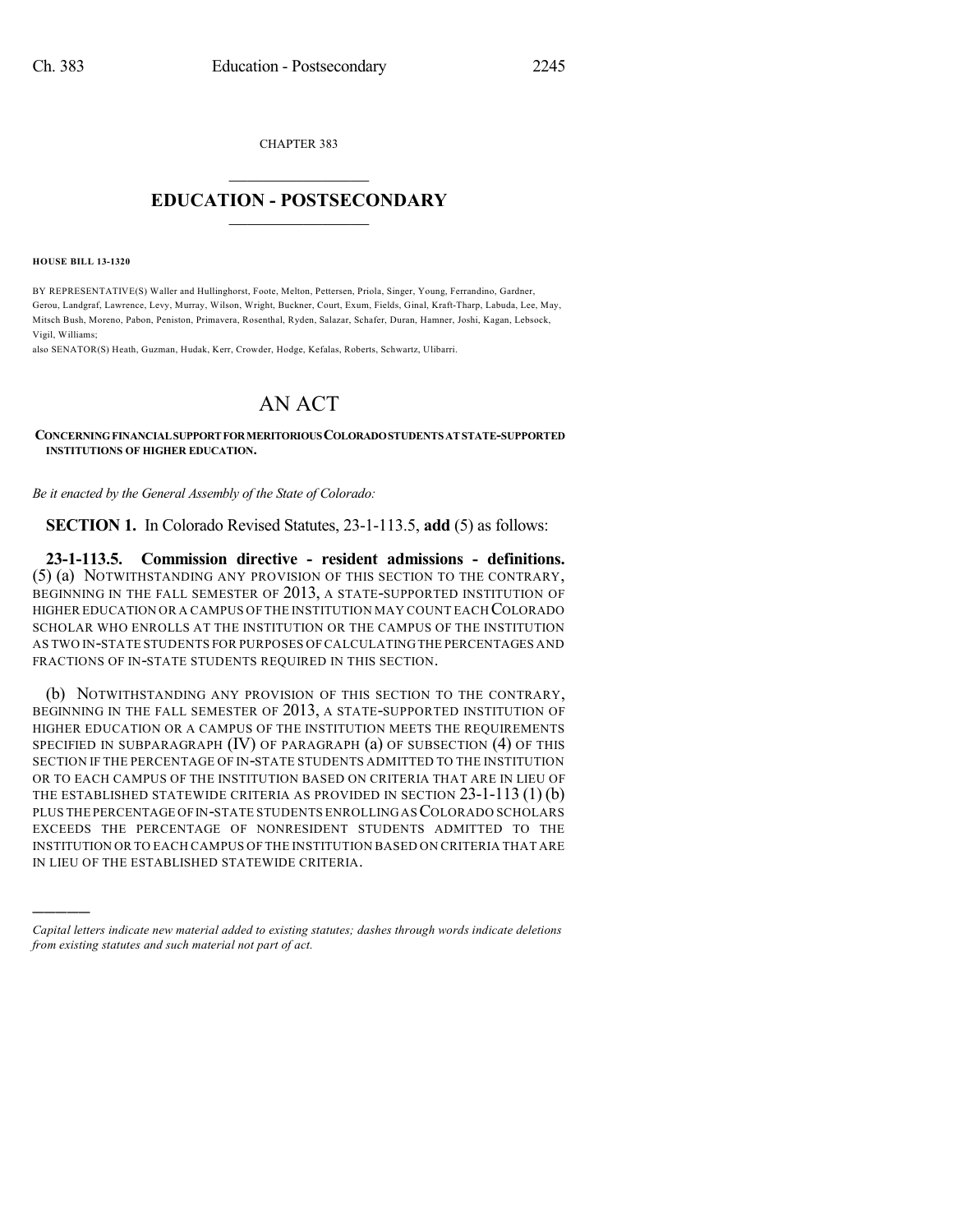CHAPTER 383

# EDUCATION - POSTSECONDARY

**HOUSE BILL 13-1320**

BY REPRESENTATIVE(S) Waller and Hullinghorst, Foote, Melton, Pettersen, Priola, Singer, Young, Ferrandino, Gardner, Gerou, Landgraf, Lawrence, Levy, Murray, Wilson, Wright, Buckner, Court, Exum, Fields, Ginal, Kraft-Tharp, Labuda, Lee, May, Mitsch Bush, Moreno, Pabon, Peniston, Primavera, Rosenthal, Ryden, Salazar, Schafer, Duran, Hamner, Joshi, Kagan, Lebsock, Vigil, Williams;
also SENATOR(S) Heath, Guzman, Hudak, Kerr, Crowder, Hodge, Kefalas, Roberts, Schwartz, Ulibarri.

# AN ACT

**CONCERNING FINANCIAL SUPPORT FOR MERITORIOUS COLORADO STUDENTS AT STATE-SUPPORTED INSTITUTIONS OF HIGHER EDUCATION.**

*Be it enacted by the General Assembly of the State of Colorado:*

**SECTION 1.** In Colorado Revised Statutes, 23-1-113.5, **add** (5) as follows:

**23-1-113.5. Commission directive - resident admissions - definitions.** (5) (a) NOTWITHSTANDING ANY PROVISION OF THIS SECTION TO THE CONTRARY, BEGINNING IN THE FALL SEMESTER OF 2013, A STATE-SUPPORTED INSTITUTION OF HIGHER EDUCATION OR A CAMPUS OF THE INSTITUTION MAY COUNT EACH COLORADO SCHOLAR WHO ENROLLS AT THE INSTITUTION OR THE CAMPUS OF THE INSTITUTION AS TWO IN-STATE STUDENTS FOR PURPOSES OF CALCULATING THE PERCENTAGES AND FRACTIONS OF IN-STATE STUDENTS REQUIRED IN THIS SECTION.

(b) NOTWITHSTANDING ANY PROVISION OF THIS SECTION TO THE CONTRARY, BEGINNING IN THE FALL SEMESTER OF 2013, A STATE-SUPPORTED INSTITUTION OF HIGHER EDUCATION OR A CAMPUS OF THE INSTITUTION MEETS THE REQUIREMENTS SPECIFIED IN SUBPARAGRAPH (IV) OF PARAGRAPH (a) OF SUBSECTION (4) OF THIS SECTION IF THE PERCENTAGE OF IN-STATE STUDENTS ADMITTED TO THE INSTITUTION OR TO EACH CAMPUS OF THE INSTITUTION BASED ON CRITERIA THAT ARE IN LIEU OF THE ESTABLISHED STATEWIDE CRITERIA AS PROVIDED IN SECTION 23-1-113 (1) (b) PLUS THE PERCENTAGE OF IN-STATE STUDENTS ENROLLING AS COLORADO SCHOLARS EXCEEDS THE PERCENTAGE OF NONRESIDENT STUDENTS ADMITTED TO THE INSTITUTION OR TO EACH CAMPUS OF THE INSTITUTION BASED ON CRITERIA THAT ARE IN LIEU OF THE ESTABLISHED STATEWIDE CRITERIA.

---

*Capital letters indicate new material added to existing statutes; dashes through words indicate deletions from existing statutes and such material not part of act.*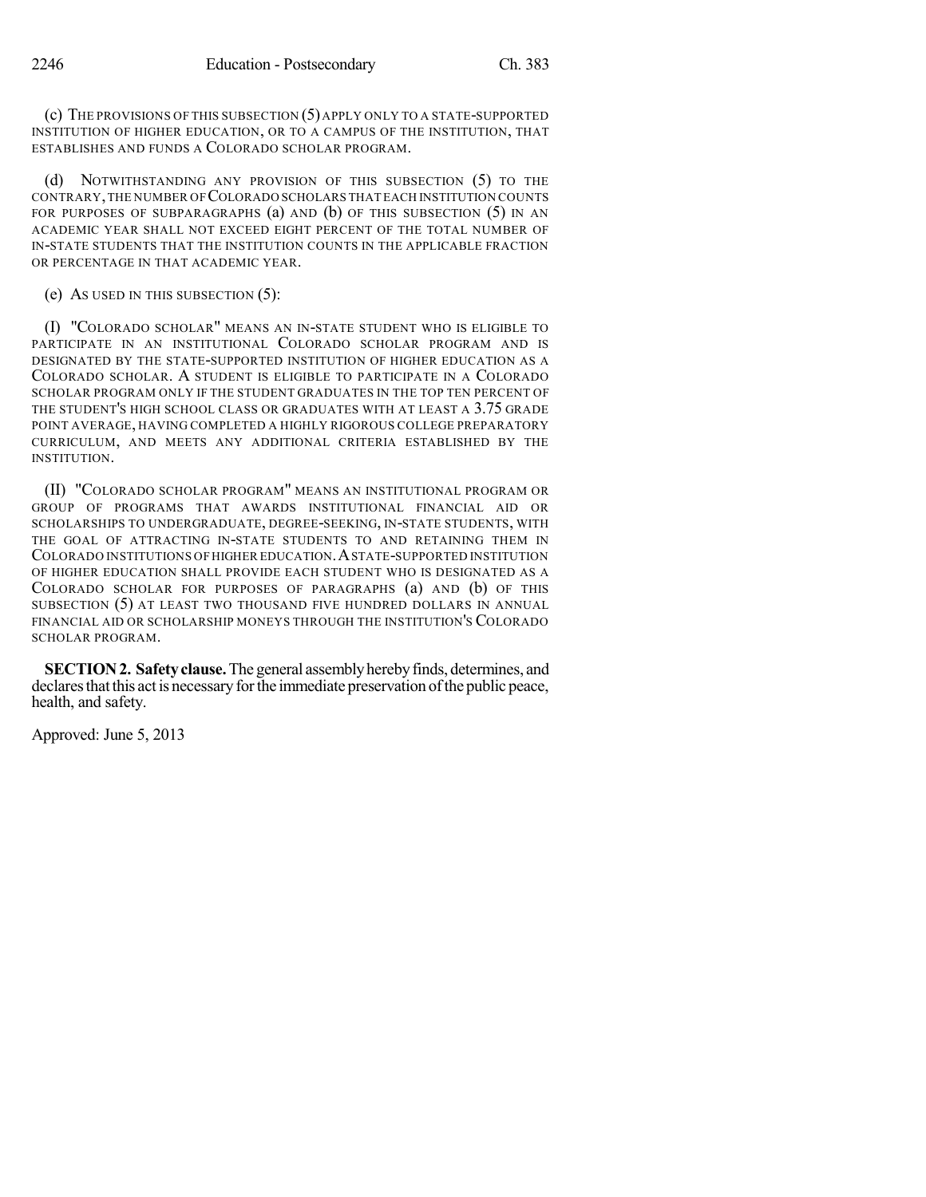(c) THE PROVISIONS OF THIS SUBSECTION (5) APPLY ONLY TO A STATE-SUPPORTED INSTITUTION OF HIGHER EDUCATION, OR TO A CAMPUS OF THE INSTITUTION, THAT ESTABLISHES AND FUNDS A COLORADO SCHOLAR PROGRAM.

(d) NOTWITHSTANDING ANY PROVISION OF THIS SUBSECTION (5) TO THE CONTRARY, THE NUMBER OF COLORADO SCHOLARS THAT EACH INSTITUTION COUNTS FOR PURPOSES OF SUBPARAGRAPHS (a) AND (b) OF THIS SUBSECTION (5) IN AN ACADEMIC YEAR SHALL NOT EXCEED EIGHT PERCENT OF THE TOTAL NUMBER OF IN-STATE STUDENTS THAT THE INSTITUTION COUNTS IN THE APPLICABLE FRACTION OR PERCENTAGE IN THAT ACADEMIC YEAR.

(e) AS USED IN THIS SUBSECTION (5):

(I) "COLORADO SCHOLAR" MEANS AN IN-STATE STUDENT WHO IS ELIGIBLE TO PARTICIPATE IN AN INSTITUTIONAL COLORADO SCHOLAR PROGRAM AND IS DESIGNATED BY THE STATE-SUPPORTED INSTITUTION OF HIGHER EDUCATION AS A COLORADO SCHOLAR. A STUDENT IS ELIGIBLE TO PARTICIPATE IN A COLORADO SCHOLAR PROGRAM ONLY IF THE STUDENT GRADUATES IN THE TOP TEN PERCENT OF THE STUDENT'S HIGH SCHOOL CLASS OR GRADUATES WITH AT LEAST A 3.75 GRADE POINT AVERAGE, HAVING COMPLETED A HIGHLY RIGOROUS COLLEGE PREPARATORY CURRICULUM, AND MEETS ANY ADDITIONAL CRITERIA ESTABLISHED BY THE INSTITUTION.

(II) "COLORADO SCHOLAR PROGRAM" MEANS AN INSTITUTIONAL PROGRAM OR GROUP OF PROGRAMS THAT AWARDS INSTITUTIONAL FINANCIAL AID OR SCHOLARSHIPS TO UNDERGRADUATE, DEGREE-SEEKING, IN-STATE STUDENTS, WITH THE GOAL OF ATTRACTING IN-STATE STUDENTS TO AND RETAINING THEM IN COLORADO INSTITUTIONS OF HIGHER EDUCATION. A STATE-SUPPORTED INSTITUTION OF HIGHER EDUCATION SHALL PROVIDE EACH STUDENT WHO IS DESIGNATED AS A COLORADO SCHOLAR FOR PURPOSES OF PARAGRAPHS (a) AND (b) OF THIS SUBSECTION (5) AT LEAST TWO THOUSAND FIVE HUNDRED DOLLARS IN ANNUAL FINANCIAL AID OR SCHOLARSHIP MONEYS THROUGH THE INSTITUTION'S COLORADO SCHOLAR PROGRAM.

**SECTION 2. Safety clause.** The general assembly hereby finds, determines, and declares that this act is necessary for the immediate preservation of the public peace, health, and safety.

Approved: June 5, 2013